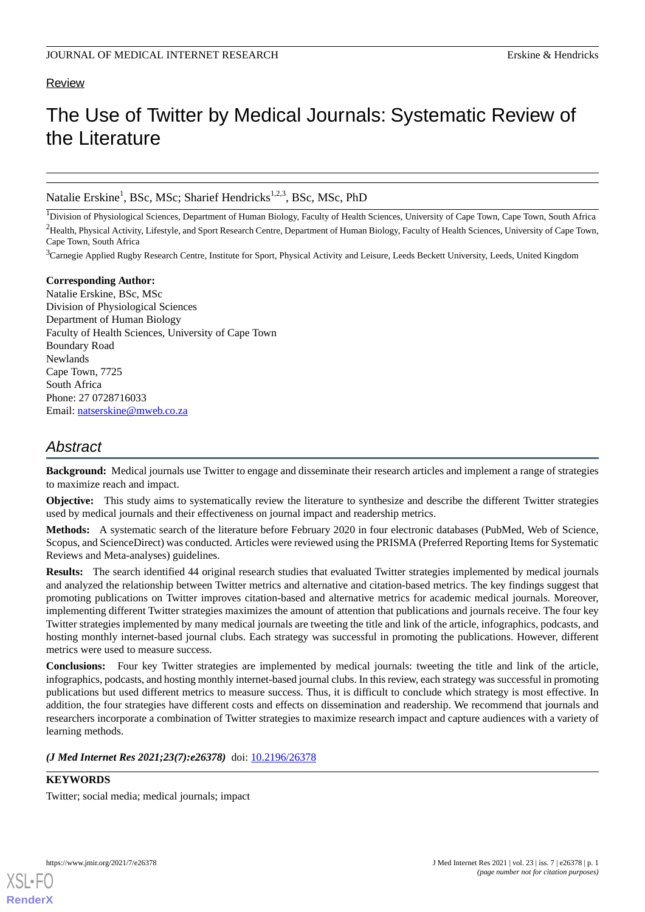Review

# The Use of Twitter by Medical Journals: Systematic Review of the Literature

Natalie Erskine[1], BSc, MSc; Sharief Hendricks[1,2,3], BSc, MSc, PhD

[1]Division of Physiological Sciences, Department of Human Biology, Faculty of Health Sciences, University of Cape Town, Cape Town, South Africa

[2]Health, Physical Activity, Lifestyle, and Sport Research Centre, Department of Human Biology, Faculty of Health Sciences, University of Cape Town, Cape Town, South Africa

[3]Carnegie Applied Rugby Research Centre, Institute for Sport, Physical Activity and Leisure, Leeds Beckett University, Leeds, United Kingdom

**Corresponding Author:**
Natalie Erskine, BSc, MSc
Division of Physiological Sciences
Department of Human Biology
Faculty of Health Sciences, University of Cape Town
Boundary Road
Newlands
Cape Town, 7725
South Africa
Phone: 27 0728716033
Email: natserskine@mweb.co.za

## Abstract

**Background:** Medical journals use Twitter to engage and disseminate their research articles and implement a range of strategies to maximize reach and impact.

**Objective:** This study aims to systematically review the literature to synthesize and describe the different Twitter strategies used by medical journals and their effectiveness on journal impact and readership metrics.

**Methods:** A systematic search of the literature before February 2020 in four electronic databases (PubMed, Web of Science, Scopus, and ScienceDirect) was conducted. Articles were reviewed using the PRISMA (Preferred Reporting Items for Systematic Reviews and Meta-analyses) guidelines.

**Results:** The search identified 44 original research studies that evaluated Twitter strategies implemented by medical journals and analyzed the relationship between Twitter metrics and alternative and citation-based metrics. The key findings suggest that promoting publications on Twitter improves citation-based and alternative metrics for academic medical journals. Moreover, implementing different Twitter strategies maximizes the amount of attention that publications and journals receive. The four key Twitter strategies implemented by many medical journals are tweeting the title and link of the article, infographics, podcasts, and hosting monthly internet-based journal clubs. Each strategy was successful in promoting the publications. However, different metrics were used to measure success.

**Conclusions:** Four key Twitter strategies are implemented by medical journals: tweeting the title and link of the article, infographics, podcasts, and hosting monthly internet-based journal clubs. In this review, each strategy was successful in promoting publications but used different metrics to measure success. Thus, it is difficult to conclude which strategy is most effective. In addition, the four strategies have different costs and effects on dissemination and readership. We recommend that journals and researchers incorporate a combination of Twitter strategies to maximize research impact and capture audiences with a variety of learning methods.

***(J Med Internet Res 2021;23(7):e26378)*** doi: 10.2196/26378

**KEYWORDS**

Twitter; social media; medical journals; impact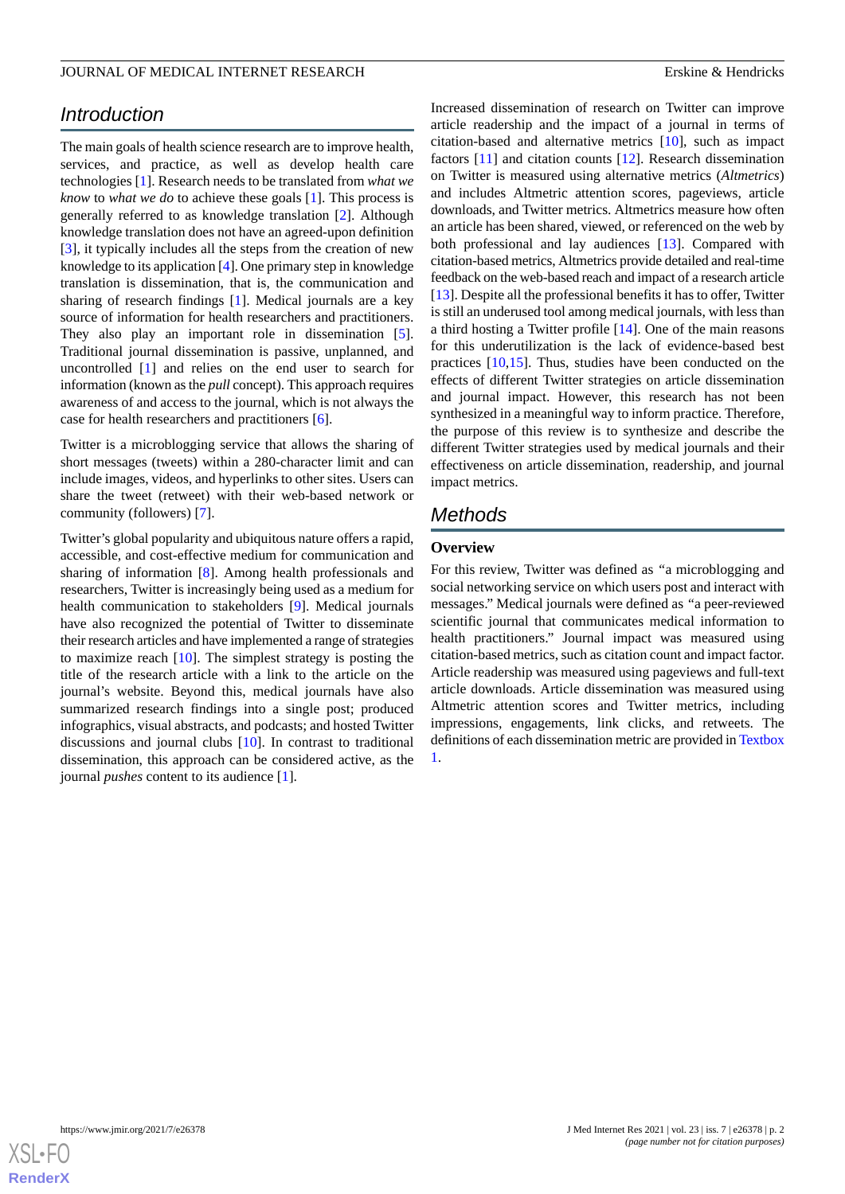## Introduction

The main goals of health science research are to improve health, services, and practice, as well as develop health care technologies [1]. Research needs to be translated from *what we know* to *what we do* to achieve these goals [1]. This process is generally referred to as knowledge translation [2]. Although knowledge translation does not have an agreed-upon definition [3], it typically includes all the steps from the creation of new knowledge to its application [4]. One primary step in knowledge translation is dissemination, that is, the communication and sharing of research findings [1]. Medical journals are a key source of information for health researchers and practitioners. They also play an important role in dissemination [5]. Traditional journal dissemination is passive, unplanned, and uncontrolled [1] and relies on the end user to search for information (known as the *pull* concept). This approach requires awareness of and access to the journal, which is not always the case for health researchers and practitioners [6].

Twitter is a microblogging service that allows the sharing of short messages (tweets) within a 280-character limit and can include images, videos, and hyperlinks to other sites. Users can share the tweet (retweet) with their web-based network or community (followers) [7].

Twitter's global popularity and ubiquitous nature offers a rapid, accessible, and cost-effective medium for communication and sharing of information [8]. Among health professionals and researchers, Twitter is increasingly being used as a medium for health communication to stakeholders [9]. Medical journals have also recognized the potential of Twitter to disseminate their research articles and have implemented a range of strategies to maximize reach [10]. The simplest strategy is posting the title of the research article with a link to the article on the journal's website. Beyond this, medical journals have also summarized research findings into a single post; produced infographics, visual abstracts, and podcasts; and hosted Twitter discussions and journal clubs [10]. In contrast to traditional dissemination, this approach can be considered active, as the journal *pushes* content to its audience [1].

Increased dissemination of research on Twitter can improve article readership and the impact of a journal in terms of citation-based and alternative metrics [10], such as impact factors [11] and citation counts [12]. Research dissemination on Twitter is measured using alternative metrics (*Altmetrics*) and includes Altmetric attention scores, pageviews, article downloads, and Twitter metrics. Altmetrics measure how often an article has been shared, viewed, or referenced on the web by both professional and lay audiences [13]. Compared with citation-based metrics, Altmetrics provide detailed and real-time feedback on the web-based reach and impact of a research article [13]. Despite all the professional benefits it has to offer, Twitter is still an underused tool among medical journals, with less than a third hosting a Twitter profile [14]. One of the main reasons for this underutilization is the lack of evidence-based best practices [10,15]. Thus, studies have been conducted on the effects of different Twitter strategies on article dissemination and journal impact. However, this research has not been synthesized in a meaningful way to inform practice. Therefore, the purpose of this review is to synthesize and describe the different Twitter strategies used by medical journals and their effectiveness on article dissemination, readership, and journal impact metrics.

## Methods

### Overview

For this review, Twitter was defined as "a microblogging and social networking service on which users post and interact with messages." Medical journals were defined as "a peer-reviewed scientific journal that communicates medical information to health practitioners." Journal impact was measured using citation-based metrics, such as citation count and impact factor. Article readership was measured using pageviews and full-text article downloads. Article dissemination was measured using Altmetric attention scores and Twitter metrics, including impressions, engagements, link clicks, and retweets. The definitions of each dissemination metric are provided in Textbox 1.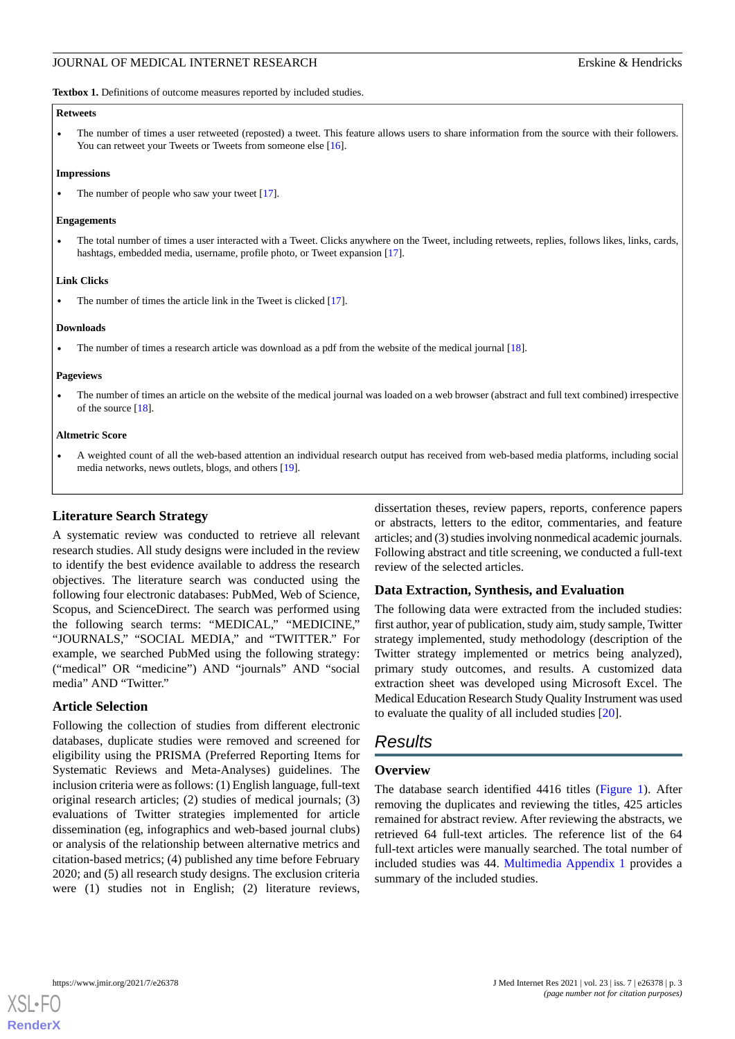**Textbox 1.** Definitions of outcome measures reported by included studies.

**Retweets**

- The number of times a user retweeted (reposted) a tweet. This feature allows users to share information from the source with their followers. You can retweet your Tweets or Tweets from someone else [16].

**Impressions**

- The number of people who saw your tweet [17].

**Engagements**

- The total number of times a user interacted with a Tweet. Clicks anywhere on the Tweet, including retweets, replies, follows likes, links, cards, hashtags, embedded media, username, profile photo, or Tweet expansion [17].

**Link Clicks**

- The number of times the article link in the Tweet is clicked [17].

**Downloads**

- The number of times a research article was download as a pdf from the website of the medical journal [18].

**Pageviews**

- The number of times an article on the website of the medical journal was loaded on a web browser (abstract and full text combined) irrespective of the source [18].

**Altmetric Score**

- A weighted count of all the web-based attention an individual research output has received from web-based media platforms, including social media networks, news outlets, blogs, and others [19].

### Literature Search Strategy

A systematic review was conducted to retrieve all relevant research studies. All study designs were included in the review to identify the best evidence available to address the research objectives. The literature search was conducted using the following four electronic databases: PubMed, Web of Science, Scopus, and ScienceDirect. The search was performed using the following search terms: "MEDICAL," "MEDICINE," "JOURNALS," "SOCIAL MEDIA," and "TWITTER." For example, we searched PubMed using the following strategy: ("medical" OR "medicine") AND "journals" AND "social media" AND "Twitter."

### Article Selection

Following the collection of studies from different electronic databases, duplicate studies were removed and screened for eligibility using the PRISMA (Preferred Reporting Items for Systematic Reviews and Meta-Analyses) guidelines. The inclusion criteria were as follows: (1) English language, full-text original research articles; (2) studies of medical journals; (3) evaluations of Twitter strategies implemented for article dissemination (eg, infographics and web-based journal clubs) or analysis of the relationship between alternative metrics and citation-based metrics; (4) published any time before February 2020; and (5) all research study designs. The exclusion criteria were (1) studies not in English; (2) literature reviews, dissertation theses, review papers, reports, conference papers or abstracts, letters to the editor, commentaries, and feature articles; and (3) studies involving nonmedical academic journals. Following abstract and title screening, we conducted a full-text review of the selected articles.

### Data Extraction, Synthesis, and Evaluation

The following data were extracted from the included studies: first author, year of publication, study aim, study sample, Twitter strategy implemented, study methodology (description of the Twitter strategy implemented or metrics being analyzed), primary study outcomes, and results. A customized data extraction sheet was developed using Microsoft Excel. The Medical Education Research Study Quality Instrument was used to evaluate the quality of all included studies [20].

## Results

### Overview

The database search identified 4416 titles (Figure 1). After removing the duplicates and reviewing the titles, 425 articles remained for abstract review. After reviewing the abstracts, we retrieved 64 full-text articles. The reference list of the 64 full-text articles were manually searched. The total number of included studies was 44. Multimedia Appendix 1 provides a summary of the included studies.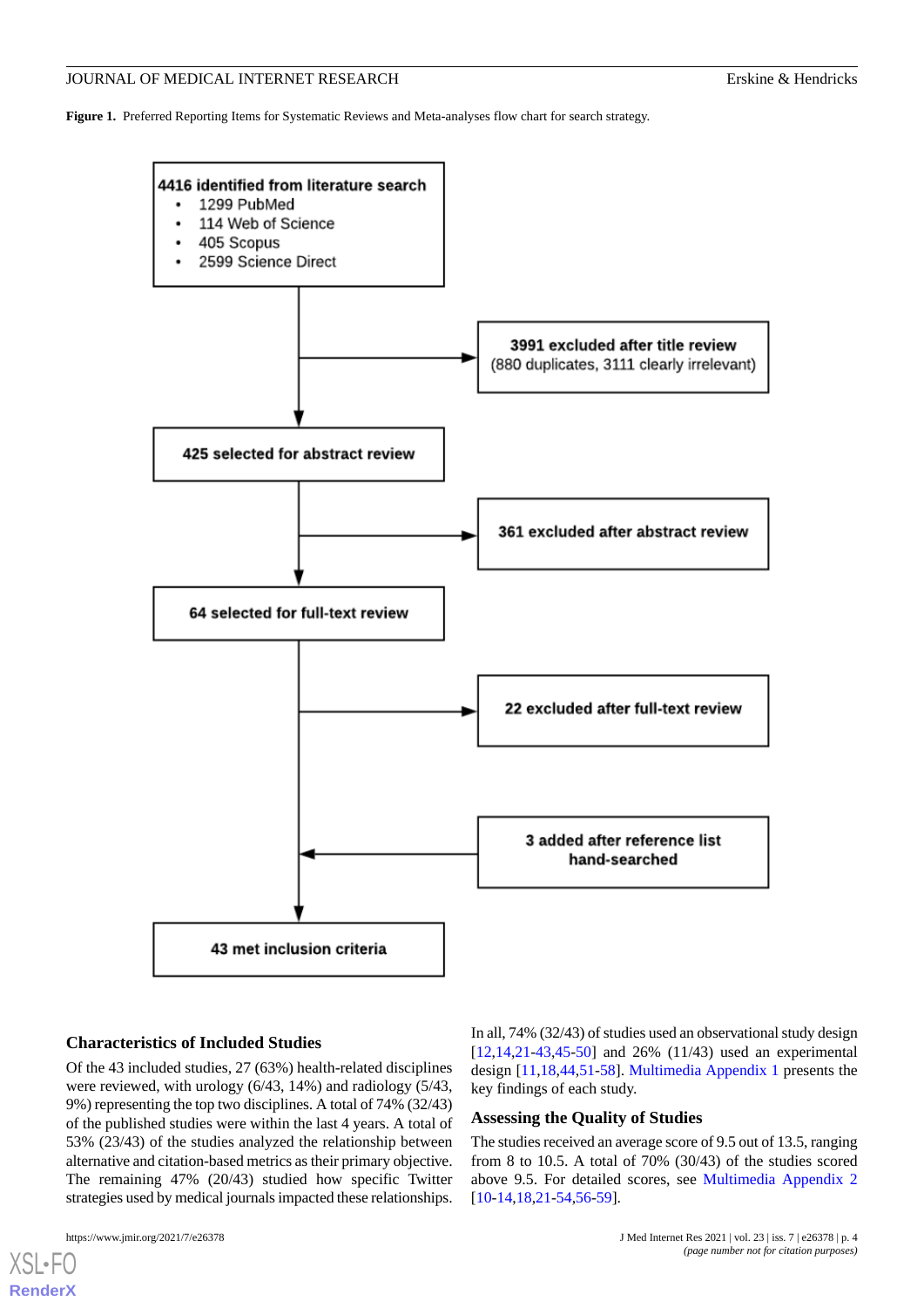**Figure 1.** Preferred Reporting Items for Systematic Reviews and Meta-analyses flow chart for search strategy.

**4416 identified from literature search**
- 1299 PubMed
- 114 Web of Science
- 405 Scopus
- 2599 Science Direct

**3991 excluded after title review** (880 duplicates, 3111 clearly irrelevant)

**425 selected for abstract review**

**361 excluded after abstract review**

**64 selected for full-text review**

**22 excluded after full-text review**

**3 added after reference list hand-searched**

**43 met inclusion criteria**

### Characteristics of Included Studies

Of the 43 included studies, 27 (63%) health-related disciplines were reviewed, with urology (6/43, 14%) and radiology (5/43, 9%) representing the top two disciplines. A total of 74% (32/43) of the published studies were within the last 4 years. A total of 53% (23/43) of the studies analyzed the relationship between alternative and citation-based metrics as their primary objective. The remaining 47% (20/43) studied how specific Twitter strategies used by medical journals impacted these relationships.

In all, 74% (32/43) of studies used an observational study design [12,14,21-43,45-50] and 26% (11/43) used an experimental design [11,18,44,51-58]. Multimedia Appendix 1 presents the key findings of each study.

### Assessing the Quality of Studies

The studies received an average score of 9.5 out of 13.5, ranging from 8 to 10.5. A total of 70% (30/43) of the studies scored above 9.5. For detailed scores, see Multimedia Appendix 2 [10-14,18,21-54,56-59].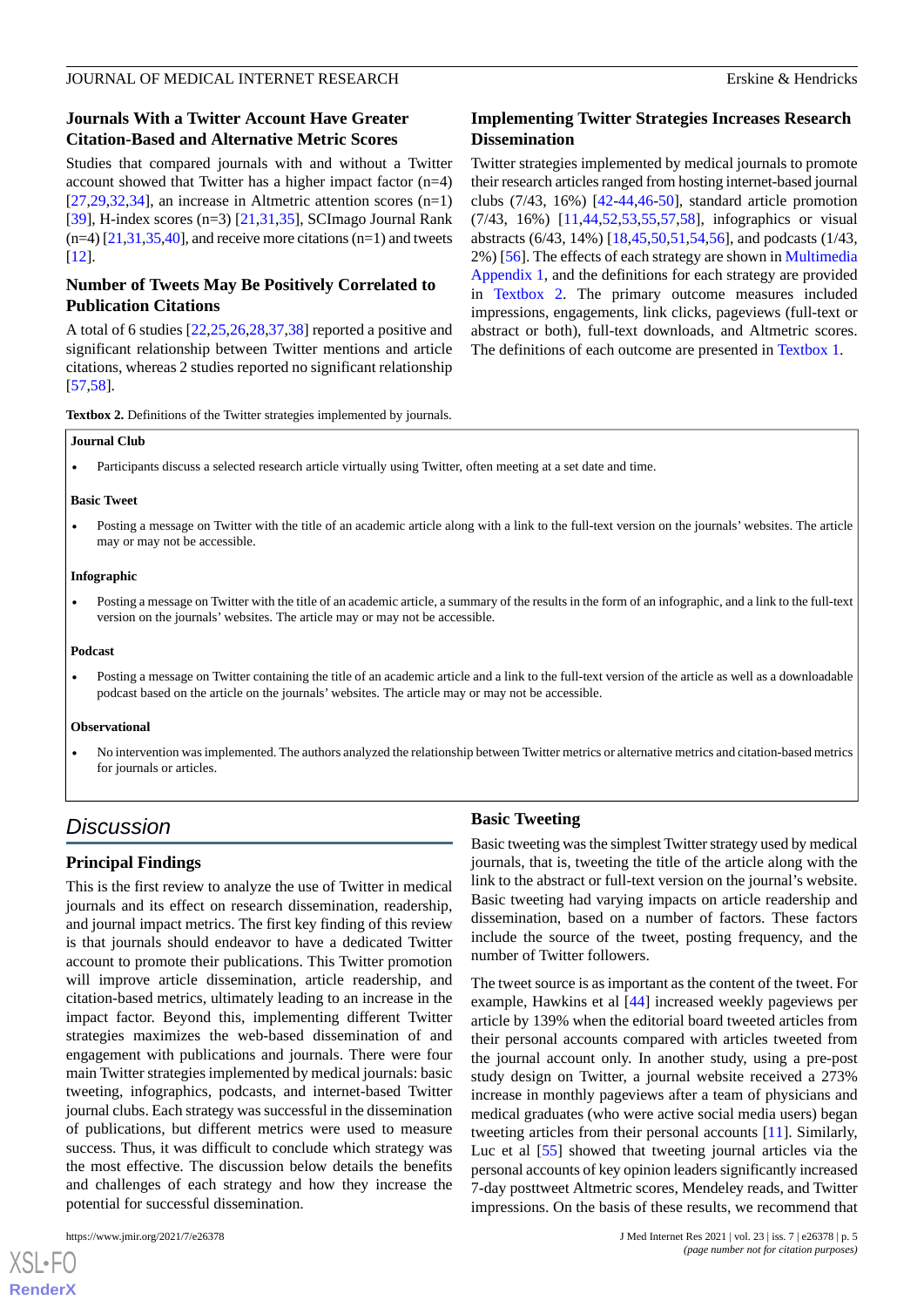### Journals With a Twitter Account Have Greater Citation-Based and Alternative Metric Scores

Studies that compared journals with and without a Twitter account showed that Twitter has a higher impact factor (n=4) [27,29,32,34], an increase in Altmetric attention scores (n=1) [39], H-index scores (n=3) [21,31,35], SCImago Journal Rank (n=4) [21,31,35,40], and receive more citations (n=1) and tweets [12].

### Number of Tweets May Be Positively Correlated to Publication Citations

A total of 6 studies [22,25,26,28,37,38] reported a positive and significant relationship between Twitter mentions and article citations, whereas 2 studies reported no significant relationship [57,58].

### Implementing Twitter Strategies Increases Research Dissemination

Twitter strategies implemented by medical journals to promote their research articles ranged from hosting internet-based journal clubs (7/43, 16%) [42-44,46-50], standard article promotion (7/43, 16%) [11,44,52,53,55,57,58], infographics or visual abstracts (6/43, 14%) [18,45,50,51,54,56], and podcasts (1/43, 2%) [56]. The effects of each strategy are shown in Multimedia Appendix 1, and the definitions for each strategy are provided in Textbox 2. The primary outcome measures included impressions, engagements, link clicks, pageviews (full-text or abstract or both), full-text downloads, and Altmetric scores. The definitions of each outcome are presented in Textbox 1.

**Textbox 2.** Definitions of the Twitter strategies implemented by journals.

**Journal Club**

- Participants discuss a selected research article virtually using Twitter, often meeting at a set date and time.

**Basic Tweet**

- Posting a message on Twitter with the title of an academic article along with a link to the full-text version on the journals' websites. The article may or may not be accessible.

**Infographic**

- Posting a message on Twitter with the title of an academic article, a summary of the results in the form of an infographic, and a link to the full-text version on the journals' websites. The article may or may not be accessible.

**Podcast**

- Posting a message on Twitter containing the title of an academic article and a link to the full-text version of the article as well as a downloadable podcast based on the article on the journals' websites. The article may or may not be accessible.

**Observational**

- No intervention was implemented. The authors analyzed the relationship between Twitter metrics or alternative metrics and citation-based metrics for journals or articles.

## Discussion

### Principal Findings

This is the first review to analyze the use of Twitter in medical journals and its effect on research dissemination, readership, and journal impact metrics. The first key finding of this review is that journals should endeavor to have a dedicated Twitter account to promote their publications. This Twitter promotion will improve article dissemination, article readership, and citation-based metrics, ultimately leading to an increase in the impact factor. Beyond this, implementing different Twitter strategies maximizes the web-based dissemination of and engagement with publications and journals. There were four main Twitter strategies implemented by medical journals: basic tweeting, infographics, podcasts, and internet-based Twitter journal clubs. Each strategy was successful in the dissemination of publications, but different metrics were used to measure success. Thus, it was difficult to conclude which strategy was the most effective. The discussion below details the benefits and challenges of each strategy and how they increase the potential for successful dissemination.

### Basic Tweeting

Basic tweeting was the simplest Twitter strategy used by medical journals, that is, tweeting the title of the article along with the link to the abstract or full-text version on the journal's website. Basic tweeting had varying impacts on article readership and dissemination, based on a number of factors. These factors include the source of the tweet, posting frequency, and the number of Twitter followers.

The tweet source is as important as the content of the tweet. For example, Hawkins et al [44] increased weekly pageviews per article by 139% when the editorial board tweeted articles from their personal accounts compared with articles tweeted from the journal account only. In another study, using a pre-post study design on Twitter, a journal website received a 273% increase in monthly pageviews after a team of physicians and medical graduates (who were active social media users) began tweeting articles from their personal accounts [11]. Similarly, Luc et al [55] showed that tweeting journal articles via the personal accounts of key opinion leaders significantly increased 7-day posttweet Altmetric scores, Mendeley reads, and Twitter impressions. On the basis of these results, we recommend that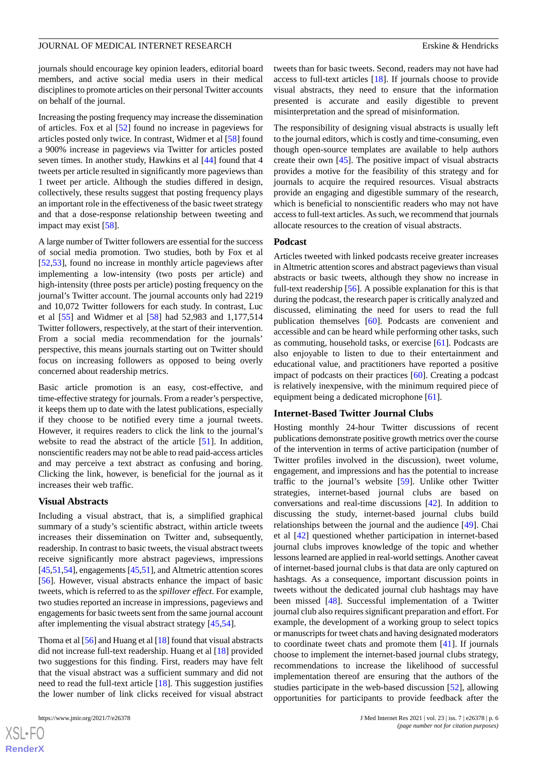journals should encourage key opinion leaders, editorial board members, and active social media users in their medical disciplines to promote articles on their personal Twitter accounts on behalf of the journal.

Increasing the posting frequency may increase the dissemination of articles. Fox et al [52] found no increase in pageviews for articles posted only twice. In contrast, Widmer et al [58] found a 900% increase in pageviews via Twitter for articles posted seven times. In another study, Hawkins et al [44] found that 4 tweets per article resulted in significantly more pageviews than 1 tweet per article. Although the studies differed in design, collectively, these results suggest that posting frequency plays an important role in the effectiveness of the basic tweet strategy and that a dose-response relationship between tweeting and impact may exist [58].

A large number of Twitter followers are essential for the success of social media promotion. Two studies, both by Fox et al [52,53], found no increase in monthly article pageviews after implementing a low-intensity (two posts per article) and high-intensity (three posts per article) posting frequency on the journal's Twitter account. The journal accounts only had 2219 and 10,072 Twitter followers for each study. In contrast, Luc et al [55] and Widmer et al [58] had 52,983 and 1,177,514 Twitter followers, respectively, at the start of their intervention. From a social media recommendation for the journals' perspective, this means journals starting out on Twitter should focus on increasing followers as opposed to being overly concerned about readership metrics.

Basic article promotion is an easy, cost-effective, and time-effective strategy for journals. From a reader's perspective, it keeps them up to date with the latest publications, especially if they choose to be notified every time a journal tweets. However, it requires readers to click the link to the journal's website to read the abstract of the article [51]. In addition, nonscientific readers may not be able to read paid-access articles and may perceive a text abstract as confusing and boring. Clicking the link, however, is beneficial for the journal as it increases their web traffic.

### Visual Abstracts

Including a visual abstract, that is, a simplified graphical summary of a study's scientific abstract, within article tweets increases their dissemination on Twitter and, subsequently, readership. In contrast to basic tweets, the visual abstract tweets receive significantly more abstract pageviews, impressions [45,51,54], engagements [45,51], and Altmetric attention scores [56]. However, visual abstracts enhance the impact of basic tweets, which is referred to as the *spillover effect*. For example, two studies reported an increase in impressions, pageviews and engagements for basic tweets sent from the same journal account after implementing the visual abstract strategy [45,54].

Thoma et al [56] and Huang et al [18] found that visual abstracts did not increase full-text readership. Huang et al [18] provided two suggestions for this finding. First, readers may have felt that the visual abstract was a sufficient summary and did not need to read the full-text article [18]. This suggestion justifies the lower number of link clicks received for visual abstract tweets than for basic tweets. Second, readers may not have had access to full-text articles [18]. If journals choose to provide visual abstracts, they need to ensure that the information presented is accurate and easily digestible to prevent misinterpretation and the spread of misinformation.

The responsibility of designing visual abstracts is usually left to the journal editors, which is costly and time-consuming, even though open-source templates are available to help authors create their own [45]. The positive impact of visual abstracts provides a motive for the feasibility of this strategy and for journals to acquire the required resources. Visual abstracts provide an engaging and digestible summary of the research, which is beneficial to nonscientific readers who may not have access to full-text articles. As such, we recommend that journals allocate resources to the creation of visual abstracts.

### Podcast

Articles tweeted with linked podcasts receive greater increases in Altmetric attention scores and abstract pageviews than visual abstracts or basic tweets, although they show no increase in full-text readership [56]. A possible explanation for this is that during the podcast, the research paper is critically analyzed and discussed, eliminating the need for users to read the full publication themselves [60]. Podcasts are convenient and accessible and can be heard while performing other tasks, such as commuting, household tasks, or exercise [61]. Podcasts are also enjoyable to listen to due to their entertainment and educational value, and practitioners have reported a positive impact of podcasts on their practices [60]. Creating a podcast is relatively inexpensive, with the minimum required piece of equipment being a dedicated microphone [61].

### Internet-Based Twitter Journal Clubs

Hosting monthly 24-hour Twitter discussions of recent publications demonstrate positive growth metrics over the course of the intervention in terms of active participation (number of Twitter profiles involved in the discussion), tweet volume, engagement, and impressions and has the potential to increase traffic to the journal's website [59]. Unlike other Twitter strategies, internet-based journal clubs are based on conversations and real-time discussions [42]. In addition to discussing the study, internet-based journal clubs build relationships between the journal and the audience [49]. Chai et al [42] questioned whether participation in internet-based journal clubs improves knowledge of the topic and whether lessons learned are applied in real-world settings. Another caveat of internet-based journal clubs is that data are only captured on hashtags. As a consequence, important discussion points in tweets without the dedicated journal club hashtags may have been missed [48]. Successful implementation of a Twitter journal club also requires significant preparation and effort. For example, the development of a working group to select topics or manuscripts for tweet chats and having designated moderators to coordinate tweet chats and promote them [41]. If journals choose to implement the internet-based journal clubs strategy, recommendations to increase the likelihood of successful implementation thereof are ensuring that the authors of the studies participate in the web-based discussion [52], allowing opportunities for participants to provide feedback after the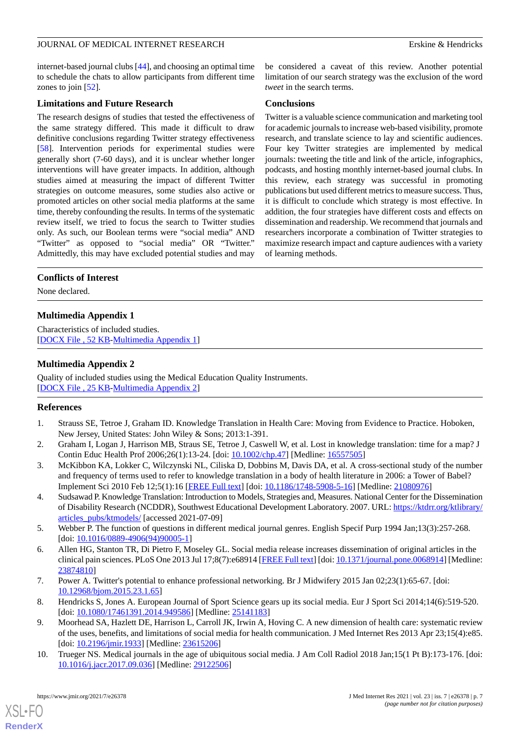internet-based journal clubs [44], and choosing an optimal time to schedule the chats to allow participants from different time zones to join [52].

### Limitations and Future Research

The research designs of studies that tested the effectiveness of the same strategy differed. This made it difficult to draw definitive conclusions regarding Twitter strategy effectiveness [58]. Intervention periods for experimental studies were generally short (7-60 days), and it is unclear whether longer interventions will have greater impacts. In addition, although studies aimed at measuring the impact of different Twitter strategies on outcome measures, some studies also active or promoted articles on other social media platforms at the same time, thereby confounding the results. In terms of the systematic review itself, we tried to focus the search to Twitter studies only. As such, our Boolean terms were "social media" AND "Twitter" as opposed to "social media" OR "Twitter." Admittedly, this may have excluded potential studies and may be considered a caveat of this review. Another potential limitation of our search strategy was the exclusion of the word *tweet* in the search terms.

### Conclusions

Twitter is a valuable science communication and marketing tool for academic journals to increase web-based visibility, promote research, and translate science to lay and scientific audiences. Four key Twitter strategies are implemented by medical journals: tweeting the title and link of the article, infographics, podcasts, and hosting monthly internet-based journal clubs. In this review, each strategy was successful in promoting publications but used different metrics to measure success. Thus, it is difficult to conclude which strategy is most effective. In addition, the four strategies have different costs and effects on dissemination and readership. We recommend that journals and researchers incorporate a combination of Twitter strategies to maximize research impact and capture audiences with a variety of learning methods.

## Conflicts of Interest

None declared.

## Multimedia Appendix 1

Characteristics of included studies.
[DOCX File , 52 KB-Multimedia Appendix 1]

## Multimedia Appendix 2

Quality of included studies using the Medical Education Quality Instruments.
[DOCX File , 25 KB-Multimedia Appendix 2]

## References

1. Strauss SE, Tetroe J, Graham ID. Knowledge Translation in Health Care: Moving from Evidence to Practice. Hoboken, New Jersey, United States: John Wiley & Sons; 2013:1-391.
2. Graham I, Logan J, Harrison MB, Straus SE, Tetroe J, Caswell W, et al. Lost in knowledge translation: time for a map? J Contin Educ Health Prof 2006;26(1):13-24. [doi: 10.1002/chp.47] [Medline: 16557505]
3. McKibbon KA, Lokker C, Wilczynski NL, Ciliska D, Dobbins M, Davis DA, et al. A cross-sectional study of the number and frequency of terms used to refer to knowledge translation in a body of health literature in 2006: a Tower of Babel? Implement Sci 2010 Feb 12;5(1):16 [FREE Full text] [doi: 10.1186/1748-5908-5-16] [Medline: 21080976]
4. Sudsawad P. Knowledge Translation: Introduction to Models, Strategies and, Measures. National Center for the Dissemination of Disability Research (NCDDR), Southwest Educational Development Laboratory. 2007. URL: https://ktdrr.org/ktlibrary/articles_pubs/ktmodels/ [accessed 2021-07-09]
5. Webber P. The function of questions in different medical journal genres. English Specif Purp 1994 Jan;13(3):257-268. [doi: 10.1016/0889-4906(94)90005-1]
6. Allen HG, Stanton TR, Di Pietro F, Moseley GL. Social media release increases dissemination of original articles in the clinical pain sciences. PLoS One 2013 Jul 17;8(7):e68914 [FREE Full text] [doi: 10.1371/journal.pone.0068914] [Medline: 23874810]
7. Power A. Twitter's potential to enhance professional networking. Br J Midwifery 2015 Jan 02;23(1):65-67. [doi: 10.12968/bjom.2015.23.1.65]
8. Hendricks S, Jones A. European Journal of Sport Science gears up its social media. Eur J Sport Sci 2014;14(6):519-520. [doi: 10.1080/17461391.2014.949586] [Medline: 25141183]
9. Moorhead SA, Hazlett DE, Harrison L, Carroll JK, Irwin A, Hoving C. A new dimension of health care: systematic review of the uses, benefits, and limitations of social media for health communication. J Med Internet Res 2013 Apr 23;15(4):e85. [doi: 10.2196/jmir.1933] [Medline: 23615206]
10. Trueger NS. Medical journals in the age of ubiquitous social media. J Am Coll Radiol 2018 Jan;15(1 Pt B):173-176. [doi: 10.1016/j.jacr.2017.09.036] [Medline: 29122506]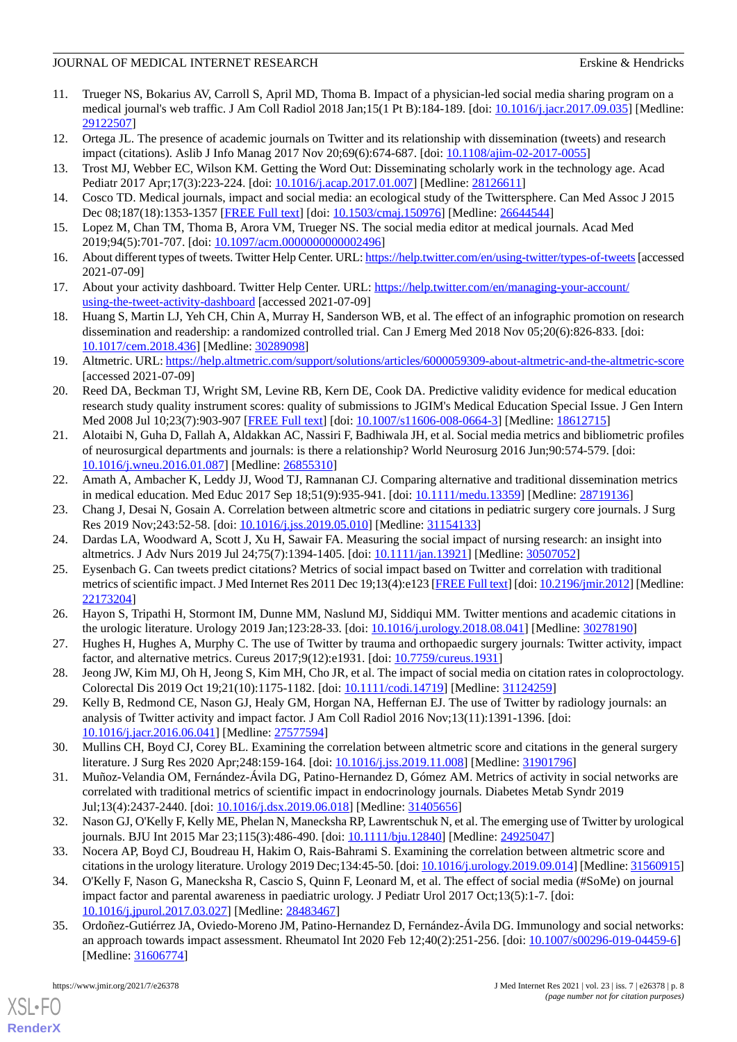11. Trueger NS, Bokarius AV, Carroll S, April MD, Thoma B. Impact of a physician-led social media sharing program on a medical journal's web traffic. J Am Coll Radiol 2018 Jan;15(1 Pt B):184-189. [doi: 10.1016/j.jacr.2017.09.035] [Medline: 29122507]
12. Ortega JL. The presence of academic journals on Twitter and its relationship with dissemination (tweets) and research impact (citations). Aslib J Info Manag 2017 Nov 20;69(6):674-687. [doi: 10.1108/ajim-02-2017-0055]
13. Trost MJ, Webber EC, Wilson KM. Getting the Word Out: Disseminating scholarly work in the technology age. Acad Pediatr 2017 Apr;17(3):223-224. [doi: 10.1016/j.acap.2017.01.007] [Medline: 28126611]
14. Cosco TD. Medical journals, impact and social media: an ecological study of the Twittersphere. Can Med Assoc J 2015 Dec 08;187(18):1353-1357 [FREE Full text] [doi: 10.1503/cmaj.150976] [Medline: 26644544]
15. Lopez M, Chan TM, Thoma B, Arora VM, Trueger NS. The social media editor at medical journals. Acad Med 2019;94(5):701-707. [doi: 10.1097/acm.0000000000002496]
16. About different types of tweets. Twitter Help Center. URL: https://help.twitter.com/en/using-twitter/types-of-tweets [accessed 2021-07-09]
17. About your activity dashboard. Twitter Help Center. URL: https://help.twitter.com/en/managing-your-account/using-the-tweet-activity-dashboard [accessed 2021-07-09]
18. Huang S, Martin LJ, Yeh CH, Chin A, Murray H, Sanderson WB, et al. The effect of an infographic promotion on research dissemination and readership: a randomized controlled trial. Can J Emerg Med 2018 Nov 05;20(6):826-833. [doi: 10.1017/cem.2018.436] [Medline: 30289098]
19. Altmetric. URL: https://help.altmetric.com/support/solutions/articles/6000059309-about-altmetric-and-the-altmetric-score [accessed 2021-07-09]
20. Reed DA, Beckman TJ, Wright SM, Levine RB, Kern DE, Cook DA. Predictive validity evidence for medical education research study quality instrument scores: quality of submissions to JGIM's Medical Education Special Issue. J Gen Intern Med 2008 Jul 10;23(7):903-907 [FREE Full text] [doi: 10.1007/s11606-008-0664-3] [Medline: 18612715]
21. Alotaibi N, Guha D, Fallah A, Aldakkan AC, Nassiri F, Badhiwala JH, et al. Social media metrics and bibliometric profiles of neurosurgical departments and journals: is there a relationship? World Neurosurg 2016 Jun;90:574-579. [doi: 10.1016/j.wneu.2016.01.087] [Medline: 26855310]
22. Amath A, Ambacher K, Leddy JJ, Wood TJ, Ramnanan CJ. Comparing alternative and traditional dissemination metrics in medical education. Med Educ 2017 Sep 18;51(9):935-941. [doi: 10.1111/medu.13359] [Medline: 28719136]
23. Chang J, Desai N, Gosain A. Correlation between altmetric score and citations in pediatric surgery core journals. J Surg Res 2019 Nov;243:52-58. [doi: 10.1016/j.jss.2019.05.010] [Medline: 31154133]
24. Dardas LA, Woodward A, Scott J, Xu H, Sawair FA. Measuring the social impact of nursing research: an insight into altmetrics. J Adv Nurs 2019 Jul 24;75(7):1394-1405. [doi: 10.1111/jan.13921] [Medline: 30507052]
25. Eysenbach G. Can tweets predict citations? Metrics of social impact based on Twitter and correlation with traditional metrics of scientific impact. J Med Internet Res 2011 Dec 19;13(4):e123 [FREE Full text] [doi: 10.2196/jmir.2012] [Medline: 22173204]
26. Hayon S, Tripathi H, Stormont IM, Dunne MM, Naslund MJ, Siddiqui MM. Twitter mentions and academic citations in the urologic literature. Urology 2019 Jan;123:28-33. [doi: 10.1016/j.urology.2018.08.041] [Medline: 30278190]
27. Hughes H, Hughes A, Murphy C. The use of Twitter by trauma and orthopaedic surgery journals: Twitter activity, impact factor, and alternative metrics. Cureus 2017;9(12):e1931. [doi: 10.7759/cureus.1931]
28. Jeong JW, Kim MJ, Oh H, Jeong S, Kim MH, Cho JR, et al. The impact of social media on citation rates in coloproctology. Colorectal Dis 2019 Oct 19;21(10):1175-1182. [doi: 10.1111/codi.14719] [Medline: 31124259]
29. Kelly B, Redmond CE, Nason GJ, Healy GM, Horgan NA, Heffernan EJ. The use of Twitter by radiology journals: an analysis of Twitter activity and impact factor. J Am Coll Radiol 2016 Nov;13(11):1391-1396. [doi: 10.1016/j.jacr.2016.06.041] [Medline: 27577594]
30. Mullins CH, Boyd CJ, Corey BL. Examining the correlation between altmetric score and citations in the general surgery literature. J Surg Res 2020 Apr;248:159-164. [doi: 10.1016/j.jss.2019.11.008] [Medline: 31901796]
31. Muñoz-Velandia OM, Fernández-Ávila DG, Patino-Hernandez D, Gómez AM. Metrics of activity in social networks are correlated with traditional metrics of scientific impact in endocrinology journals. Diabetes Metab Syndr 2019 Jul;13(4):2437-2440. [doi: 10.1016/j.dsx.2019.06.018] [Medline: 31405656]
32. Nason GJ, O'Kelly F, Kelly ME, Phelan N, Manecksha RP, Lawrentschuk N, et al. The emerging use of Twitter by urological journals. BJU Int 2015 Mar 23;115(3):486-490. [doi: 10.1111/bju.12840] [Medline: 24925047]
33. Nocera AP, Boyd CJ, Boudreau H, Hakim O, Rais-Bahrami S. Examining the correlation between altmetric score and citations in the urology literature. Urology 2019 Dec;134:45-50. [doi: 10.1016/j.urology.2019.09.014] [Medline: 31560915]
34. O'Kelly F, Nason G, Manecksha R, Cascio S, Quinn F, Leonard M, et al. The effect of social media (#SoMe) on journal impact factor and parental awareness in paediatric urology. J Pediatr Urol 2017 Oct;13(5):1-7. [doi: 10.1016/j.jpurol.2017.03.027] [Medline: 28483467]
35. Ordoñez-Gutiérrez JA, Oviedo-Moreno JM, Patino-Hernandez D, Fernández-Ávila DG. Immunology and social networks: an approach towards impact assessment. Rheumatol Int 2020 Feb 12;40(2):251-256. [doi: 10.1007/s00296-019-04459-6] [Medline: 31606774]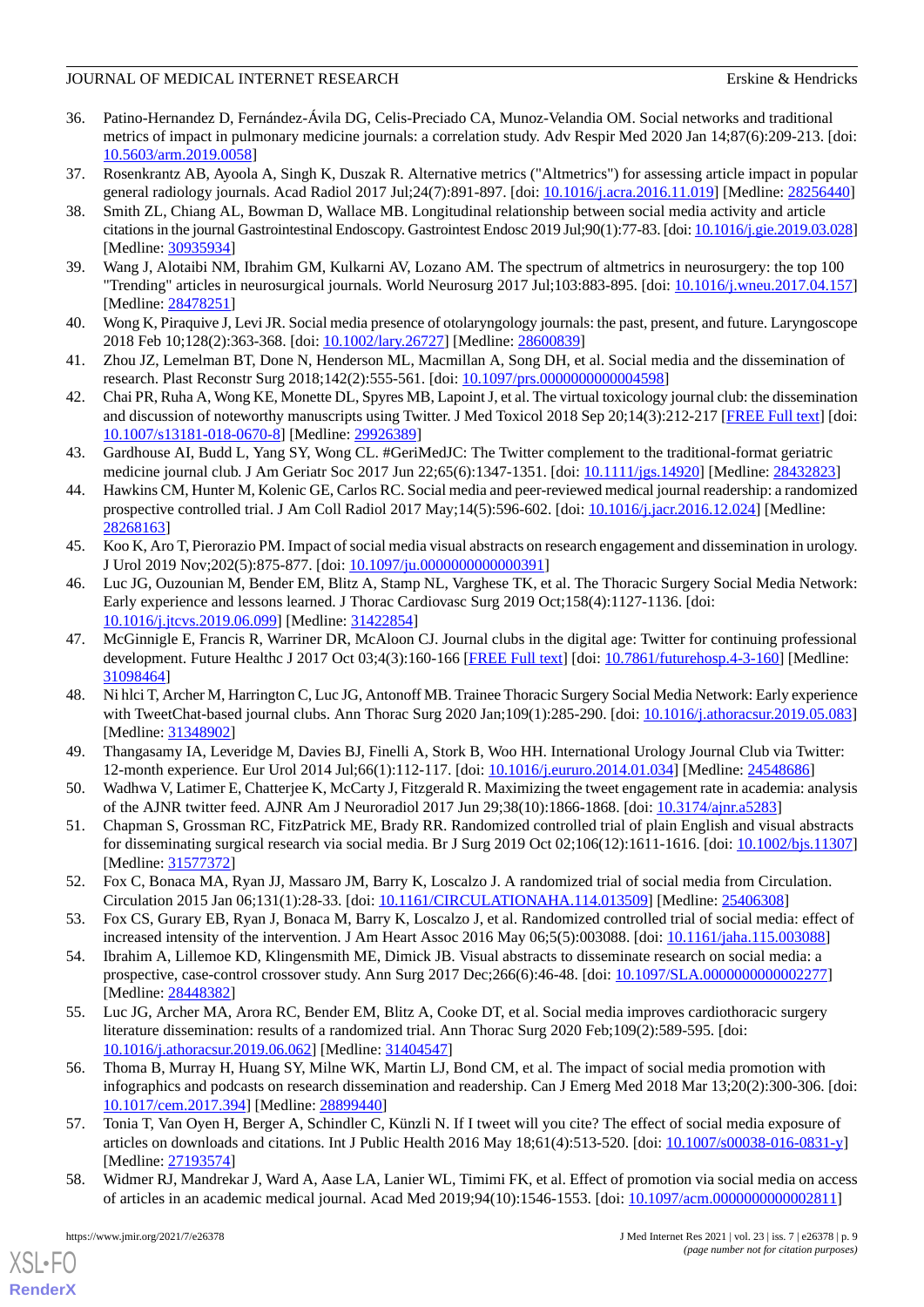36. Patino-Hernandez D, Fernández-Ávila DG, Celis-Preciado CA, Munoz-Velandia OM. Social networks and traditional metrics of impact in pulmonary medicine journals: a correlation study. Adv Respir Med 2020 Jan 14;87(6):209-213. [doi: 10.5603/arm.2019.0058]
37. Rosenkrantz AB, Ayoola A, Singh K, Duszak R. Alternative metrics ("Altmetrics") for assessing article impact in popular general radiology journals. Acad Radiol 2017 Jul;24(7):891-897. [doi: 10.1016/j.acra.2016.11.019] [Medline: 28256440]
38. Smith ZL, Chiang AL, Bowman D, Wallace MB. Longitudinal relationship between social media activity and article citations in the journal Gastrointestinal Endoscopy. Gastrointest Endosc 2019 Jul;90(1):77-83. [doi: 10.1016/j.gie.2019.03.028] [Medline: 30935934]
39. Wang J, Alotaibi NM, Ibrahim GM, Kulkarni AV, Lozano AM. The spectrum of altmetrics in neurosurgery: the top 100 "Trending" articles in neurosurgical journals. World Neurosurg 2017 Jul;103:883-895. [doi: 10.1016/j.wneu.2017.04.157] [Medline: 28478251]
40. Wong K, Piraquive J, Levi JR. Social media presence of otolaryngology journals: the past, present, and future. Laryngoscope 2018 Feb 10;128(2):363-368. [doi: 10.1002/lary.26727] [Medline: 28600839]
41. Zhou JZ, Lemelman BT, Done N, Henderson ML, Macmillan A, Song DH, et al. Social media and the dissemination of research. Plast Reconstr Surg 2018;142(2):555-561. [doi: 10.1097/prs.0000000000004598]
42. Chai PR, Ruha A, Wong KE, Monette DL, Spyres MB, Lapoint J, et al. The virtual toxicology journal club: the dissemination and discussion of noteworthy manuscripts using Twitter. J Med Toxicol 2018 Sep 20;14(3):212-217 [FREE Full text] [doi: 10.1007/s13181-018-0670-8] [Medline: 29926389]
43. Gardhouse AI, Budd L, Yang SY, Wong CL. #GeriMedJC: The Twitter complement to the traditional-format geriatric medicine journal club. J Am Geriatr Soc 2017 Jun 22;65(6):1347-1351. [doi: 10.1111/jgs.14920] [Medline: 28432823]
44. Hawkins CM, Hunter M, Kolenic GE, Carlos RC. Social media and peer-reviewed medical journal readership: a randomized prospective controlled trial. J Am Coll Radiol 2017 May;14(5):596-602. [doi: 10.1016/j.jacr.2016.12.024] [Medline: 28268163]
45. Koo K, Aro T, Pierorazio PM. Impact of social media visual abstracts on research engagement and dissemination in urology. J Urol 2019 Nov;202(5):875-877. [doi: 10.1097/ju.0000000000000391]
46. Luc JG, Ouzounian M, Bender EM, Blitz A, Stamp NL, Varghese TK, et al. The Thoracic Surgery Social Media Network: Early experience and lessons learned. J Thorac Cardiovasc Surg 2019 Oct;158(4):1127-1136. [doi: 10.1016/j.jtcvs.2019.06.099] [Medline: 31422854]
47. McGinnigle E, Francis R, Warriner DR, McAloon CJ. Journal clubs in the digital age: Twitter for continuing professional development. Future Healthc J 2017 Oct 03;4(3):160-166 [FREE Full text] [doi: 10.7861/futurehosp.4-3-160] [Medline: 31098464]
48. Ni hlci T, Archer M, Harrington C, Luc JG, Antonoff MB. Trainee Thoracic Surgery Social Media Network: Early experience with TweetChat-based journal clubs. Ann Thorac Surg 2020 Jan;109(1):285-290. [doi: 10.1016/j.athoracsur.2019.05.083] [Medline: 31348902]
49. Thangasamy IA, Leveridge M, Davies BJ, Finelli A, Stork B, Woo HH. International Urology Journal Club via Twitter: 12-month experience. Eur Urol 2014 Jul;66(1):112-117. [doi: 10.1016/j.eururo.2014.01.034] [Medline: 24548686]
50. Wadhwa V, Latimer E, Chatterjee K, McCarty J, Fitzgerald R. Maximizing the tweet engagement rate in academia: analysis of the AJNR twitter feed. AJNR Am J Neuroradiol 2017 Jun 29;38(10):1866-1868. [doi: 10.3174/ajnr.a5283]
51. Chapman S, Grossman RC, FitzPatrick ME, Brady RR. Randomized controlled trial of plain English and visual abstracts for disseminating surgical research via social media. Br J Surg 2019 Oct 02;106(12):1611-1616. [doi: 10.1002/bjs.11307] [Medline: 31577372]
52. Fox C, Bonaca MA, Ryan JJ, Massaro JM, Barry K, Loscalzo J. A randomized trial of social media from Circulation. Circulation 2015 Jan 06;131(1):28-33. [doi: 10.1161/CIRCULATIONAHA.114.013509] [Medline: 25406308]
53. Fox CS, Gurary EB, Ryan J, Bonaca M, Barry K, Loscalzo J, et al. Randomized controlled trial of social media: effect of increased intensity of the intervention. J Am Heart Assoc 2016 May 06;5(5):003088. [doi: 10.1161/jaha.115.003088]
54. Ibrahim A, Lillemoe KD, Klingensmith ME, Dimick JB. Visual abstracts to disseminate research on social media: a prospective, case-control crossover study. Ann Surg 2017 Dec;266(6):46-48. [doi: 10.1097/SLA.0000000000002277] [Medline: 28448382]
55. Luc JG, Archer MA, Arora RC, Bender EM, Blitz A, Cooke DT, et al. Social media improves cardiothoracic surgery literature dissemination: results of a randomized trial. Ann Thorac Surg 2020 Feb;109(2):589-595. [doi: 10.1016/j.athoracsur.2019.06.062] [Medline: 31404547]
56. Thoma B, Murray H, Huang SY, Milne WK, Martin LJ, Bond CM, et al. The impact of social media promotion with infographics and podcasts on research dissemination and readership. Can J Emerg Med 2018 Mar 13;20(2):300-306. [doi: 10.1017/cem.2017.394] [Medline: 28899440]
57. Tonia T, Van Oyen H, Berger A, Schindler C, Künzli N. If I tweet will you cite? The effect of social media exposure of articles on downloads and citations. Int J Public Health 2016 May 18;61(4):513-520. [doi: 10.1007/s00038-016-0831-y] [Medline: 27193574]
58. Widmer RJ, Mandrekar J, Ward A, Aase LA, Lanier WL, Timimi FK, et al. Effect of promotion via social media on access of articles in an academic medical journal. Acad Med 2019;94(10):1546-1553. [doi: 10.1097/acm.0000000000002811]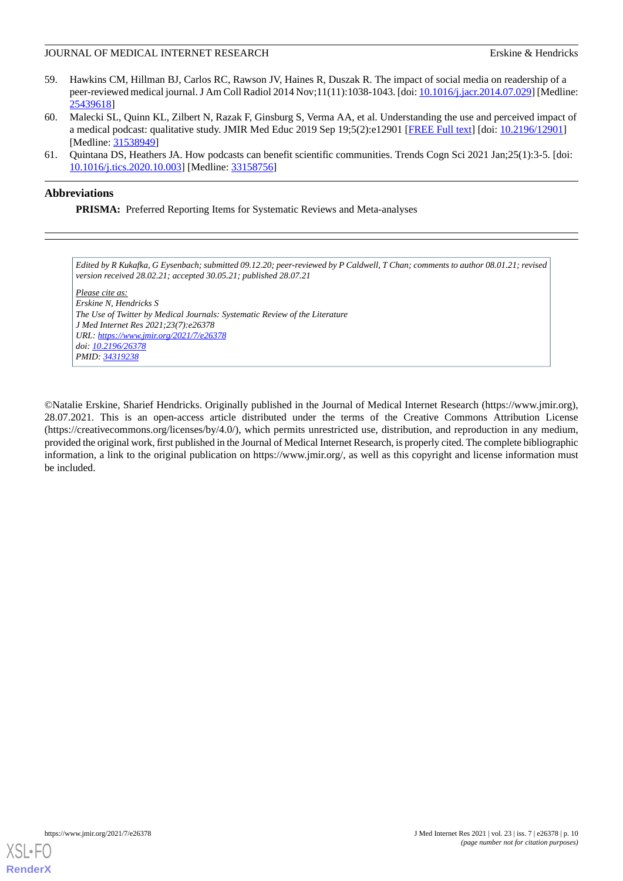59. Hawkins CM, Hillman BJ, Carlos RC, Rawson JV, Haines R, Duszak R. The impact of social media on readership of a peer-reviewed medical journal. J Am Coll Radiol 2014 Nov;11(11):1038-1043. [doi: 10.1016/j.jacr.2014.07.029] [Medline: 25439618]
60. Malecki SL, Quinn KL, Zilbert N, Razak F, Ginsburg S, Verma AA, et al. Understanding the use and perceived impact of a medical podcast: qualitative study. JMIR Med Educ 2019 Sep 19;5(2):e12901 [FREE Full text] [doi: 10.2196/12901] [Medline: 31538949]
61. Quintana DS, Heathers JA. How podcasts can benefit scientific communities. Trends Cogn Sci 2021 Jan;25(1):3-5. [doi: 10.1016/j.tics.2020.10.003] [Medline: 33158756]

## Abbreviations

**PRISMA:** Preferred Reporting Items for Systematic Reviews and Meta-analyses

*Edited by R Kukafka, G Eysenbach; submitted 09.12.20; peer-reviewed by P Caldwell, T Chan; comments to author 08.01.21; revised version received 28.02.21; accepted 30.05.21; published 28.07.21*

*Please cite as:*
*Erskine N, Hendricks S*
*The Use of Twitter by Medical Journals: Systematic Review of the Literature*
*J Med Internet Res 2021;23(7):e26378*
*URL: https://www.jmir.org/2021/7/e26378*
*doi: 10.2196/26378*
*PMID: 34319238*

©Natalie Erskine, Sharief Hendricks. Originally published in the Journal of Medical Internet Research (https://www.jmir.org), 28.07.2021. This is an open-access article distributed under the terms of the Creative Commons Attribution License (https://creativecommons.org/licenses/by/4.0/), which permits unrestricted use, distribution, and reproduction in any medium, provided the original work, first published in the Journal of Medical Internet Research, is properly cited. The complete bibliographic information, a link to the original publication on https://www.jmir.org/, as well as this copyright and license information must be included.